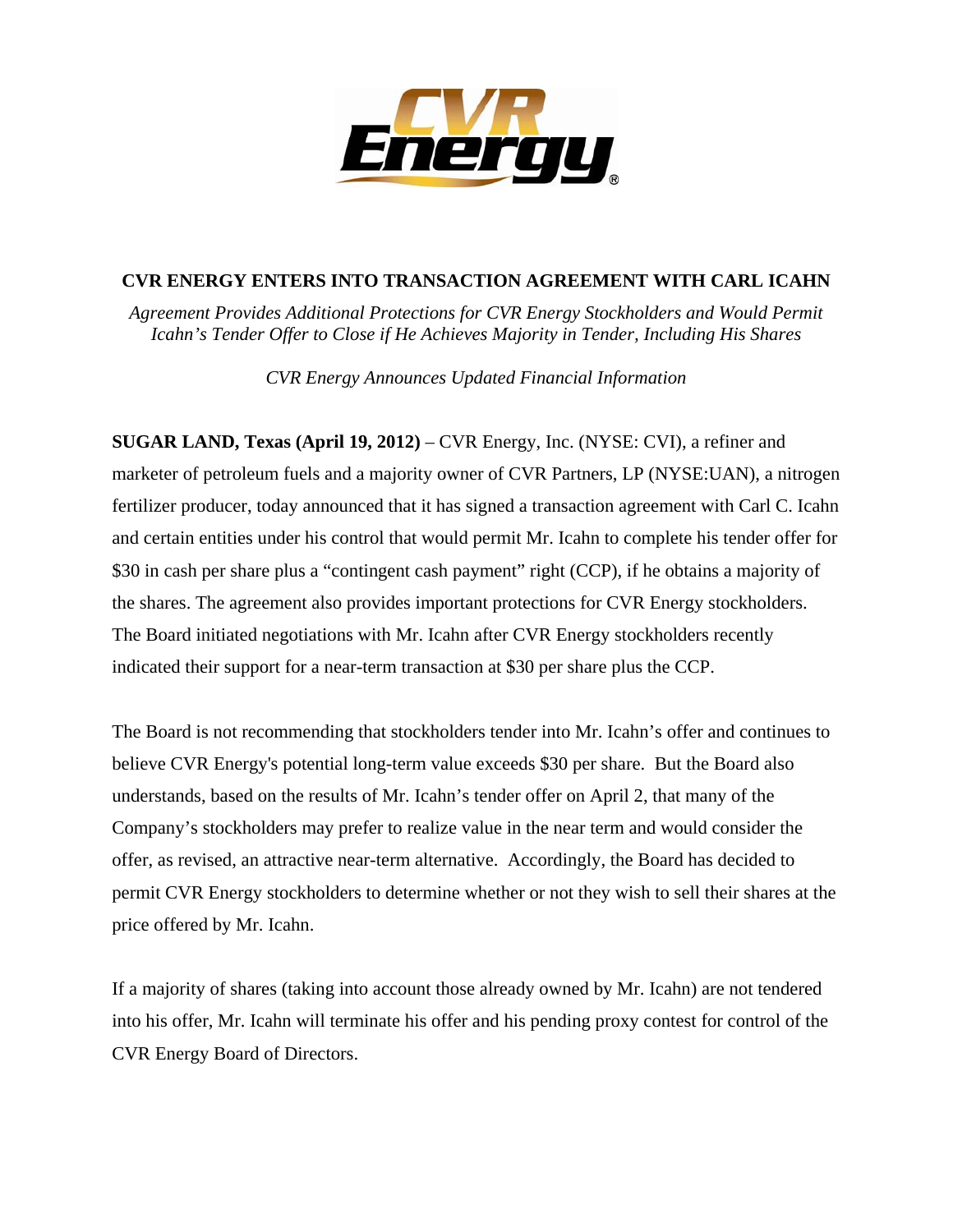# CVR ENERGY ENTERS INTO TRANSACTION AGREEMENT WITH CARL ICAHN

*Agreement Provides Additional Protections for CVR Energy Stockholders and Would Permit Icahn's Tender Offer to Close if He Achieves Majority in Tender, Including His Shares*

*CVR Energy Announces Updated Financial Information*

**SUGAR LAND, Texas (April 19, 2012)** – CVR Energy, Inc. (NYSE: CVI), a refiner and marketer of petroleum fuels and a majority owner of CVR Partners, LP (NYSE:UAN), a nitrogen fertilizer producer, today announced that it has signed a transaction agreement with Carl C. Icahn and certain entities under his control that would permit Mr. Icahn to complete his tender offer for $30 in cash per share plus a "contingent cash payment" right (CCP), if he obtains a majority of the shares. The agreement also provides important protections for CVR Energy stockholders. The Board initiated negotiations with Mr. Icahn after CVR Energy stockholders recently indicated their support for a near-term transaction at $30 per share plus the CCP.

The Board is not recommending that stockholders tender into Mr. Icahn's offer and continues to believe CVR Energy's potential long-term value exceeds $30 per share. But the Board also understands, based on the results of Mr. Icahn's tender offer on April 2, that many of the Company's stockholders may prefer to realize value in the near term and would consider the offer, as revised, an attractive near-term alternative. Accordingly, the Board has decided to permit CVR Energy stockholders to determine whether or not they wish to sell their shares at the price offered by Mr. Icahn.

If a majority of shares (taking into account those already owned by Mr. Icahn) are not tendered into his offer, Mr. Icahn will terminate his offer and his pending proxy contest for control of the CVR Energy Board of Directors.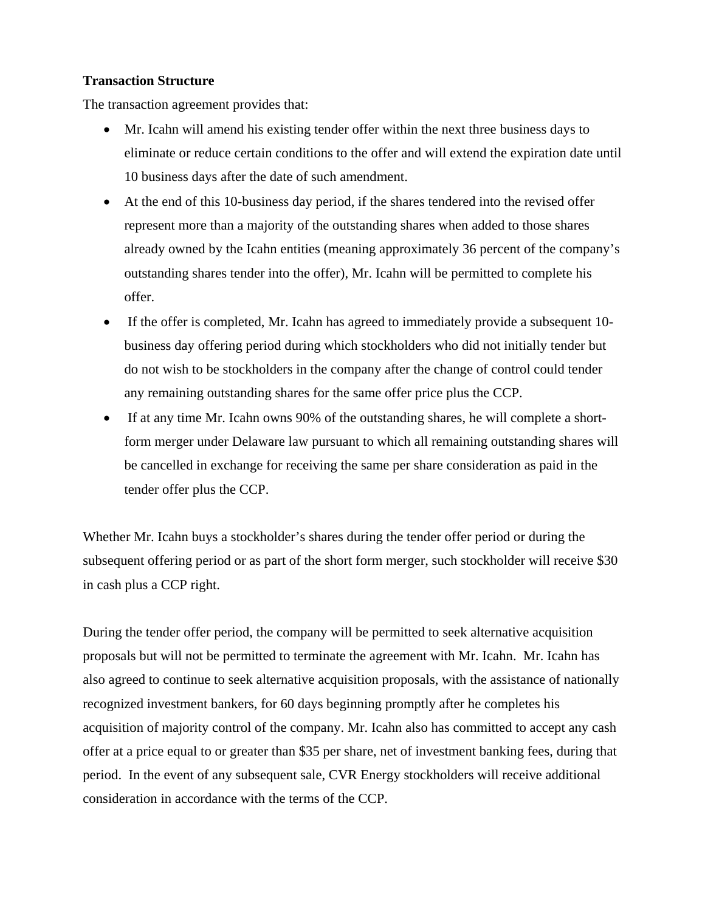**Transaction Structure**

The transaction agreement provides that:

- Mr. Icahn will amend his existing tender offer within the next three business days to eliminate or reduce certain conditions to the offer and will extend the expiration date until 10 business days after the date of such amendment.
- At the end of this 10-business day period, if the shares tendered into the revised offer represent more than a majority of the outstanding shares when added to those shares already owned by the Icahn entities (meaning approximately 36 percent of the company's outstanding shares tender into the offer), Mr. Icahn will be permitted to complete his offer.
- If the offer is completed, Mr. Icahn has agreed to immediately provide a subsequent 10-business day offering period during which stockholders who did not initially tender but do not wish to be stockholders in the company after the change of control could tender any remaining outstanding shares for the same offer price plus the CCP.
- If at any time Mr. Icahn owns 90% of the outstanding shares, he will complete a short-form merger under Delaware law pursuant to which all remaining outstanding shares will be cancelled in exchange for receiving the same per share consideration as paid in the tender offer plus the CCP.

Whether Mr. Icahn buys a stockholder's shares during the tender offer period or during the subsequent offering period or as part of the short form merger, such stockholder will receive $30 in cash plus a CCP right.

During the tender offer period, the company will be permitted to seek alternative acquisition proposals but will not be permitted to terminate the agreement with Mr. Icahn. Mr. Icahn has also agreed to continue to seek alternative acquisition proposals, with the assistance of nationally recognized investment bankers, for 60 days beginning promptly after he completes his acquisition of majority control of the company. Mr. Icahn also has committed to accept any cash offer at a price equal to or greater than $35 per share, net of investment banking fees, during that period. In the event of any subsequent sale, CVR Energy stockholders will receive additional consideration in accordance with the terms of the CCP.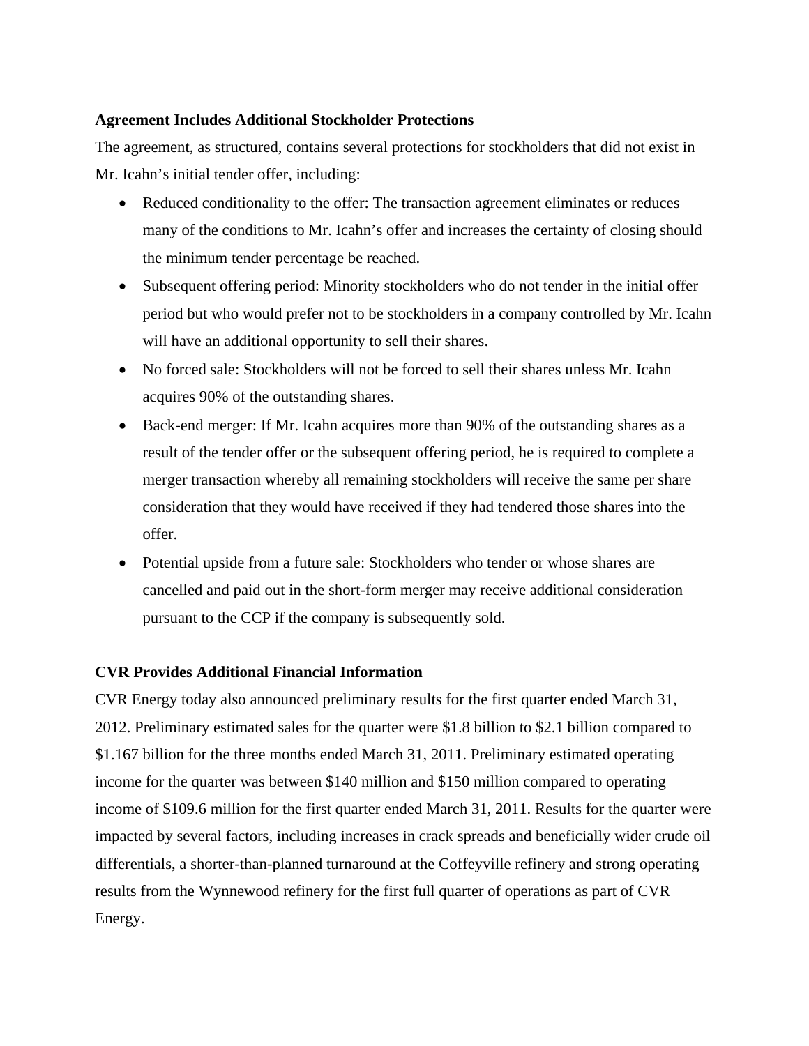**Agreement Includes Additional Stockholder Protections**

The agreement, as structured, contains several protections for stockholders that did not exist in Mr. Icahn's initial tender offer, including:

- Reduced conditionality to the offer: The transaction agreement eliminates or reduces many of the conditions to Mr. Icahn's offer and increases the certainty of closing should the minimum tender percentage be reached.
- Subsequent offering period: Minority stockholders who do not tender in the initial offer period but who would prefer not to be stockholders in a company controlled by Mr. Icahn will have an additional opportunity to sell their shares.
- No forced sale: Stockholders will not be forced to sell their shares unless Mr. Icahn acquires 90% of the outstanding shares.
- Back-end merger: If Mr. Icahn acquires more than 90% of the outstanding shares as a result of the tender offer or the subsequent offering period, he is required to complete a merger transaction whereby all remaining stockholders will receive the same per share consideration that they would have received if they had tendered those shares into the offer.
- Potential upside from a future sale: Stockholders who tender or whose shares are cancelled and paid out in the short-form merger may receive additional consideration pursuant to the CCP if the company is subsequently sold.

**CVR Provides Additional Financial Information**

CVR Energy today also announced preliminary results for the first quarter ended March 31, 2012. Preliminary estimated sales for the quarter were $1.8 billion to $2.1 billion compared to $1.167 billion for the three months ended March 31, 2011. Preliminary estimated operating income for the quarter was between $140 million and $150 million compared to operating income of $109.6 million for the first quarter ended March 31, 2011. Results for the quarter were impacted by several factors, including increases in crack spreads and beneficially wider crude oil differentials, a shorter-than-planned turnaround at the Coffeyville refinery and strong operating results from the Wynnewood refinery for the first full quarter of operations as part of CVR Energy.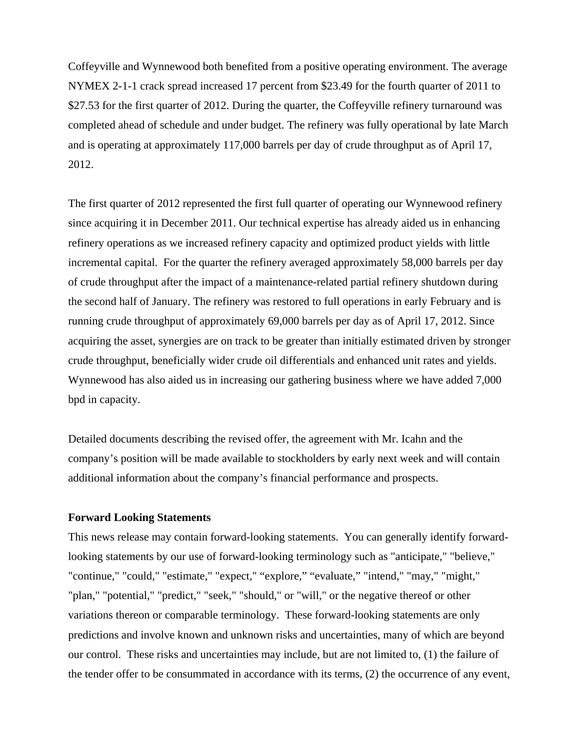Coffeyville and Wynnewood both benefited from a positive operating environment. The average NYMEX 2-1-1 crack spread increased 17 percent from $23.49 for the fourth quarter of 2011 to $27.53 for the first quarter of 2012. During the quarter, the Coffeyville refinery turnaround was completed ahead of schedule and under budget. The refinery was fully operational by late March and is operating at approximately 117,000 barrels per day of crude throughput as of April 17, 2012.

The first quarter of 2012 represented the first full quarter of operating our Wynnewood refinery since acquiring it in December 2011. Our technical expertise has already aided us in enhancing refinery operations as we increased refinery capacity and optimized product yields with little incremental capital. For the quarter the refinery averaged approximately 58,000 barrels per day of crude throughput after the impact of a maintenance-related partial refinery shutdown during the second half of January. The refinery was restored to full operations in early February and is running crude throughput of approximately 69,000 barrels per day as of April 17, 2012. Since acquiring the asset, synergies are on track to be greater than initially estimated driven by stronger crude throughput, beneficially wider crude oil differentials and enhanced unit rates and yields. Wynnewood has also aided us in increasing our gathering business where we have added 7,000 bpd in capacity.

Detailed documents describing the revised offer, the agreement with Mr. Icahn and the company's position will be made available to stockholders by early next week and will contain additional information about the company's financial performance and prospects.

**Forward Looking Statements**

This news release may contain forward-looking statements. You can generally identify forward-looking statements by our use of forward-looking terminology such as "anticipate," "believe," "continue," "could," "estimate," "expect," "explore," "evaluate," "intend," "may," "might," "plan," "potential," "predict," "seek," "should," or "will," or the negative thereof or other variations thereon or comparable terminology. These forward-looking statements are only predictions and involve known and unknown risks and uncertainties, many of which are beyond our control. These risks and uncertainties may include, but are not limited to, (1) the failure of the tender offer to be consummated in accordance with its terms, (2) the occurrence of any event,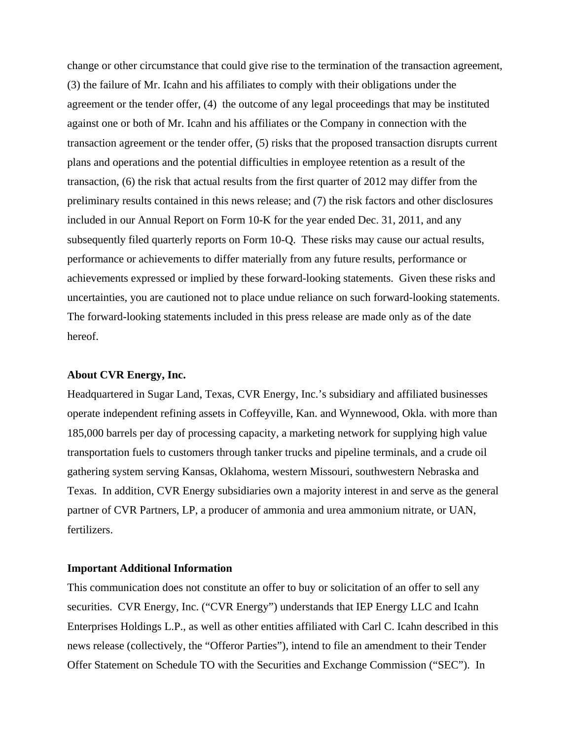change or other circumstance that could give rise to the termination of the transaction agreement, (3) the failure of Mr. Icahn and his affiliates to comply with their obligations under the agreement or the tender offer, (4) the outcome of any legal proceedings that may be instituted against one or both of Mr. Icahn and his affiliates or the Company in connection with the transaction agreement or the tender offer, (5) risks that the proposed transaction disrupts current plans and operations and the potential difficulties in employee retention as a result of the transaction, (6) the risk that actual results from the first quarter of 2012 may differ from the preliminary results contained in this news release; and (7) the risk factors and other disclosures included in our Annual Report on Form 10-K for the year ended Dec. 31, 2011, and any subsequently filed quarterly reports on Form 10-Q. These risks may cause our actual results, performance or achievements to differ materially from any future results, performance or achievements expressed or implied by these forward-looking statements. Given these risks and uncertainties, you are cautioned not to place undue reliance on such forward-looking statements. The forward-looking statements included in this press release are made only as of the date hereof.

**About CVR Energy, Inc.**

Headquartered in Sugar Land, Texas, CVR Energy, Inc.'s subsidiary and affiliated businesses operate independent refining assets in Coffeyville, Kan. and Wynnewood, Okla. with more than 185,000 barrels per day of processing capacity, a marketing network for supplying high value transportation fuels to customers through tanker trucks and pipeline terminals, and a crude oil gathering system serving Kansas, Oklahoma, western Missouri, southwestern Nebraska and Texas. In addition, CVR Energy subsidiaries own a majority interest in and serve as the general partner of CVR Partners, LP, a producer of ammonia and urea ammonium nitrate, or UAN, fertilizers.

**Important Additional Information**

This communication does not constitute an offer to buy or solicitation of an offer to sell any securities. CVR Energy, Inc. ("CVR Energy") understands that IEP Energy LLC and Icahn Enterprises Holdings L.P., as well as other entities affiliated with Carl C. Icahn described in this news release (collectively, the "Offeror Parties"), intend to file an amendment to their Tender Offer Statement on Schedule TO with the Securities and Exchange Commission ("SEC"). In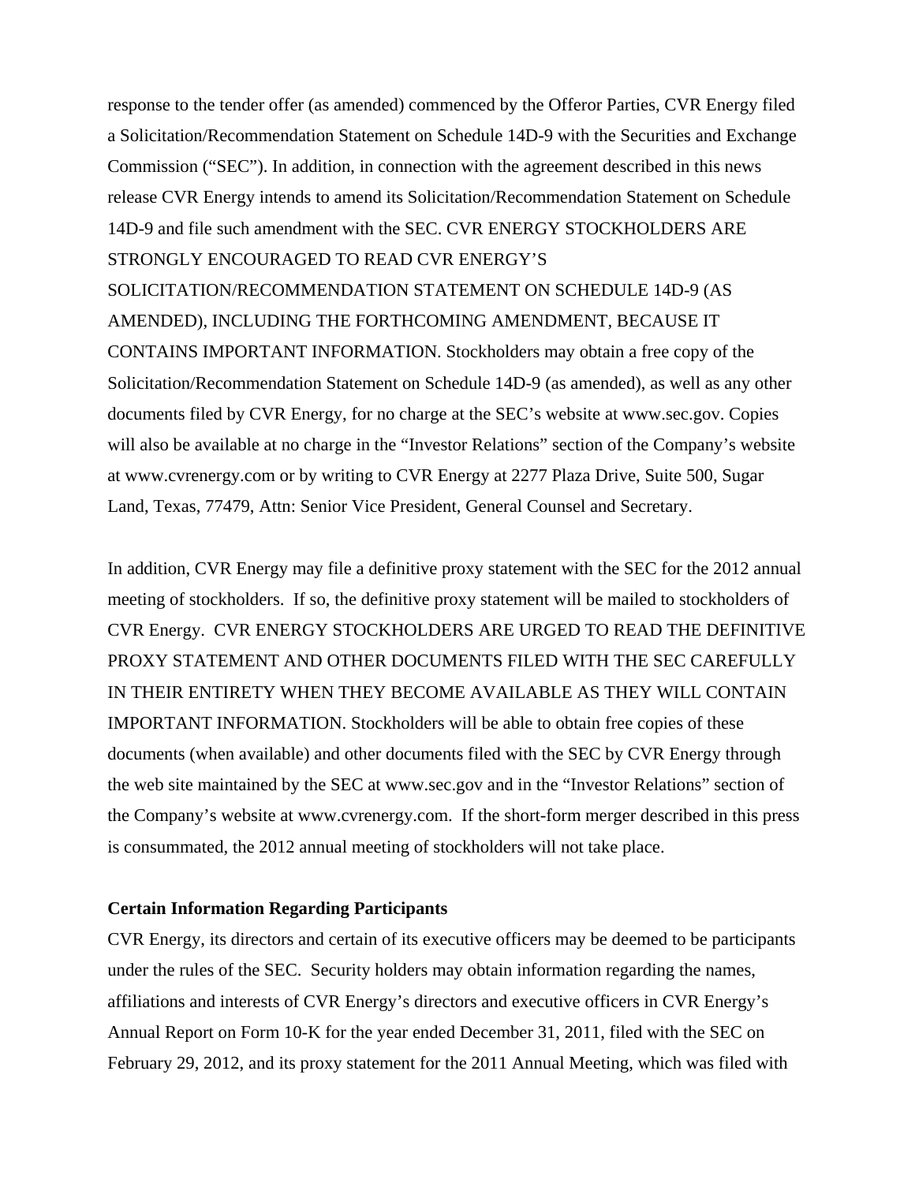response to the tender offer (as amended) commenced by the Offeror Parties, CVR Energy filed a Solicitation/Recommendation Statement on Schedule 14D-9 with the Securities and Exchange Commission ("SEC"). In addition, in connection with the agreement described in this news release CVR Energy intends to amend its Solicitation/Recommendation Statement on Schedule 14D-9 and file such amendment with the SEC. CVR ENERGY STOCKHOLDERS ARE STRONGLY ENCOURAGED TO READ CVR ENERGY'S SOLICITATION/RECOMMENDATION STATEMENT ON SCHEDULE 14D-9 (AS AMENDED), INCLUDING THE FORTHCOMING AMENDMENT, BECAUSE IT CONTAINS IMPORTANT INFORMATION. Stockholders may obtain a free copy of the Solicitation/Recommendation Statement on Schedule 14D-9 (as amended), as well as any other documents filed by CVR Energy, for no charge at the SEC's website at www.sec.gov. Copies will also be available at no charge in the "Investor Relations" section of the Company's website at www.cvrenergy.com or by writing to CVR Energy at 2277 Plaza Drive, Suite 500, Sugar Land, Texas, 77479, Attn: Senior Vice President, General Counsel and Secretary.

In addition, CVR Energy may file a definitive proxy statement with the SEC for the 2012 annual meeting of stockholders. If so, the definitive proxy statement will be mailed to stockholders of CVR Energy. CVR ENERGY STOCKHOLDERS ARE URGED TO READ THE DEFINITIVE PROXY STATEMENT AND OTHER DOCUMENTS FILED WITH THE SEC CAREFULLY IN THEIR ENTIRETY WHEN THEY BECOME AVAILABLE AS THEY WILL CONTAIN IMPORTANT INFORMATION. Stockholders will be able to obtain free copies of these documents (when available) and other documents filed with the SEC by CVR Energy through the web site maintained by the SEC at www.sec.gov and in the "Investor Relations" section of the Company's website at www.cvrenergy.com. If the short-form merger described in this press is consummated, the 2012 annual meeting of stockholders will not take place.

**Certain Information Regarding Participants**

CVR Energy, its directors and certain of its executive officers may be deemed to be participants under the rules of the SEC. Security holders may obtain information regarding the names, affiliations and interests of CVR Energy's directors and executive officers in CVR Energy's Annual Report on Form 10-K for the year ended December 31, 2011, filed with the SEC on February 29, 2012, and its proxy statement for the 2011 Annual Meeting, which was filed with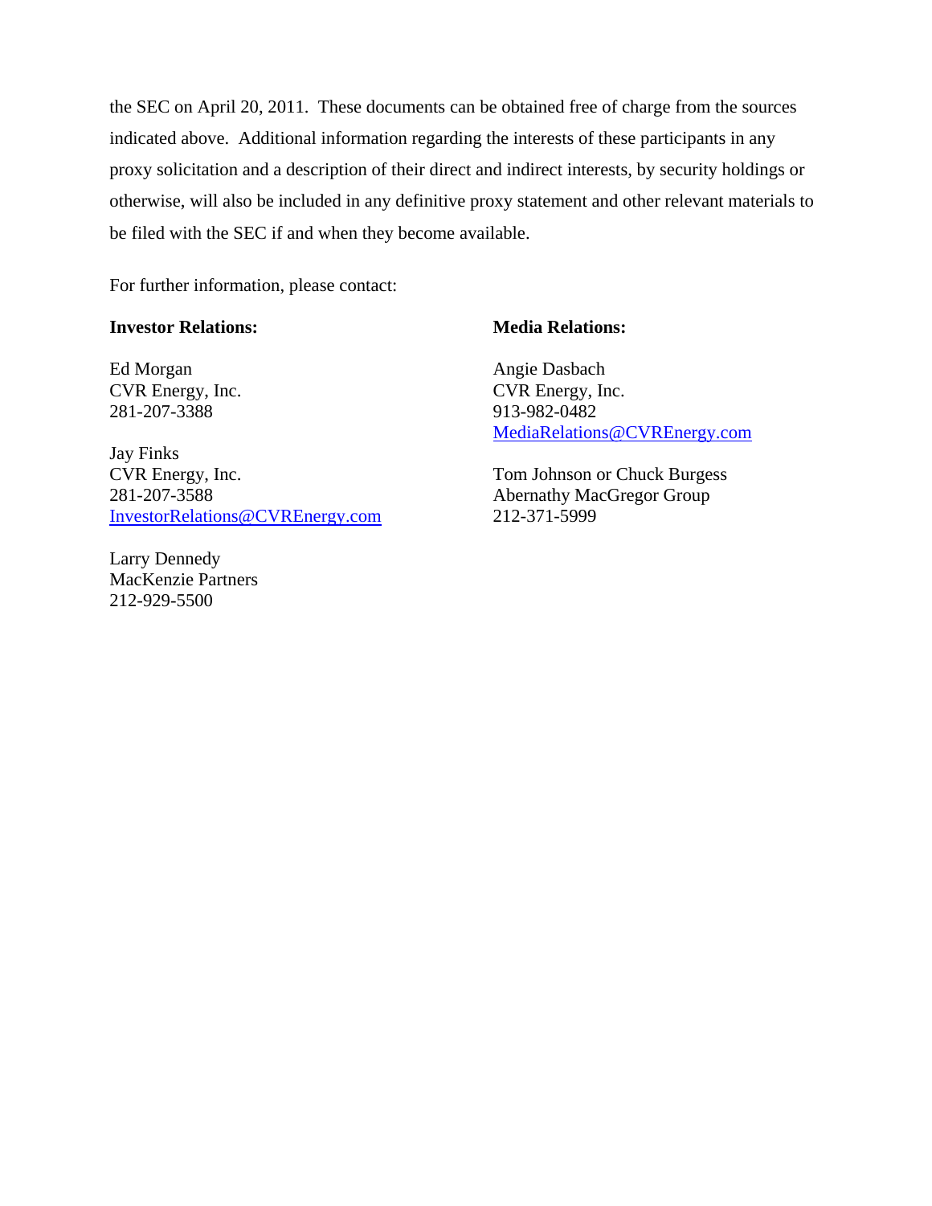the SEC on April 20, 2011. These documents can be obtained free of charge from the sources indicated above. Additional information regarding the interests of these participants in any proxy solicitation and a description of their direct and indirect interests, by security holdings or otherwise, will also be included in any definitive proxy statement and other relevant materials to be filed with the SEC if and when they become available.

For further information, please contact:

**Investor Relations:**

Ed Morgan
CVR Energy, Inc.
281-207-3388

Jay Finks
CVR Energy, Inc.
281-207-3588
InvestorRelations@CVREnergy.com

Larry Dennedy
MacKenzie Partners
212-929-5500

**Media Relations:**

Angie Dasbach
CVR Energy, Inc.
913-982-0482
MediaRelations@CVREnergy.com

Tom Johnson or Chuck Burgess
Abernathy MacGregor Group
212-371-5999